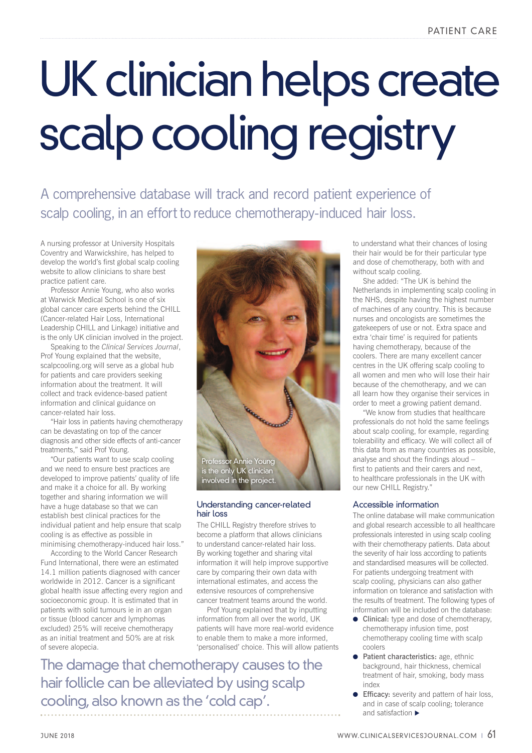# UK clinician helps create scalp cooling registry

## A comprehensive database will track and record patient experience of scalp cooling, in an effort to reduce chemotherapy-induced hair loss.

A nursing professor at University Hospitals Coventry and Warwickshire, has helped to develop the world's first global scalp cooling website to allow clinicians to share best practice patient care.

Professor Annie Young, who also works at Warwick Medical School is one of six global cancer care experts behind the CHILL (Cancer-related Hair Loss, International Leadership CHILL and Linkage) initiative and is the only UK clinician involved in the project.

Speaking to the *Clinical Services Journal*, Prof Young explained that the website, scalpcooling.org will serve as a global hub for patients and care providers seeking information about the treatment. It will collect and track evidence-based patient information and clinical guidance on cancer-related hair loss.

"Hair loss in patients having chemotherapy can be devastating on top of the cancer diagnosis and other side effects of anti-cancer treatments," said Prof Young.

"Our patients want to use scalp cooling and we need to ensure best practices are developed to improve patients' quality of life and make it a choice for all. By working together and sharing information we will have a huge database so that we can establish best clinical practices for the individual patient and help ensure that scalp cooling is as effective as possible in minimising chemotherapy-induced hair loss."

According to the World Cancer Research Fund International, there were an estimated 14.1 million patients diagnosed with cancer worldwide in 2012. Cancer is a significant global health issue affecting every region and socioeconomic group. It is estimated that in patients with solid tumours ie in an organ or tissue (blood cancer and lymphomas excluded) 25% will receive chemotherapy as an initial treatment and 50% are at risk of severe alopecia.

Professor Annie Young is the only UK clinician involved in the project.

### Understanding cancer-related hair loss

The CHILL Registry therefore strives to become a platform that allows clinicians to understand cancer-related hair loss. By working together and sharing vital information it will help improve supportive care by comparing their own data with international estimates, and access the extensive resources of comprehensive cancer treatment teams around the world.

Prof Young explained that by inputting information from all over the world, UK patients will have more real-world evidence to enable them to make a more informed, 'personalised' choice. This will allow patients to understand what their chances of losing their hair would be for their particular type and dose of chemotherapy, both with and without scalp cooling.

> The damage that chemotherapy causes to the hair follicle can be alleviated by using scalp cooling, also known as the 'cold cap'.

She added: "The UK is behind the Netherlands in implementing scalp cooling in the NHS, despite having the highest number of machines of any country. This is because nurses and oncologists are sometimes the gatekeepers of use or not. Extra space and extra 'chair time' is required for patients having chemotherapy, because of the coolers. There are many excellent cancer centres in the UK offering scalp cooling to all women and men who will lose their hair because of the chemotherapy, and we can all learn how they organise their services in order to meet a growing patient demand.

"We know from studies that healthcare professionals do not hold the same feelings about scalp cooling, for example, regarding tolerability and efficacy. We will collect all of this data from as many countries as possible, analyse and shout the findings aloud – first to patients and their carers and next, to healthcare professionals in the UK with our new CHILL Registry."

### Accessible information

The online database will make communication and global research accessible to all healthcare professionals interested in using scalp cooling with their chemotherapy patients. Data about the severity of hair loss according to patients and standardised measures will be collected. For patients undergoing treatment with scalp cooling, physicians can also gather information on tolerance and satisfaction with the results of treatment. The following types of information will be included on the database:

- **Clinical:** type and dose of chemotherapy, chemotherapy infusion time, post chemotherapy cooling time with scalp coolers
- **Patient characteristics:** age, ethnic background, hair thickness, chemical treatment of hair, smoking, body mass index
- **Efficacy:** severity and pattern of hair loss, and in case of scalp cooling; tolerance and satisfaction ▶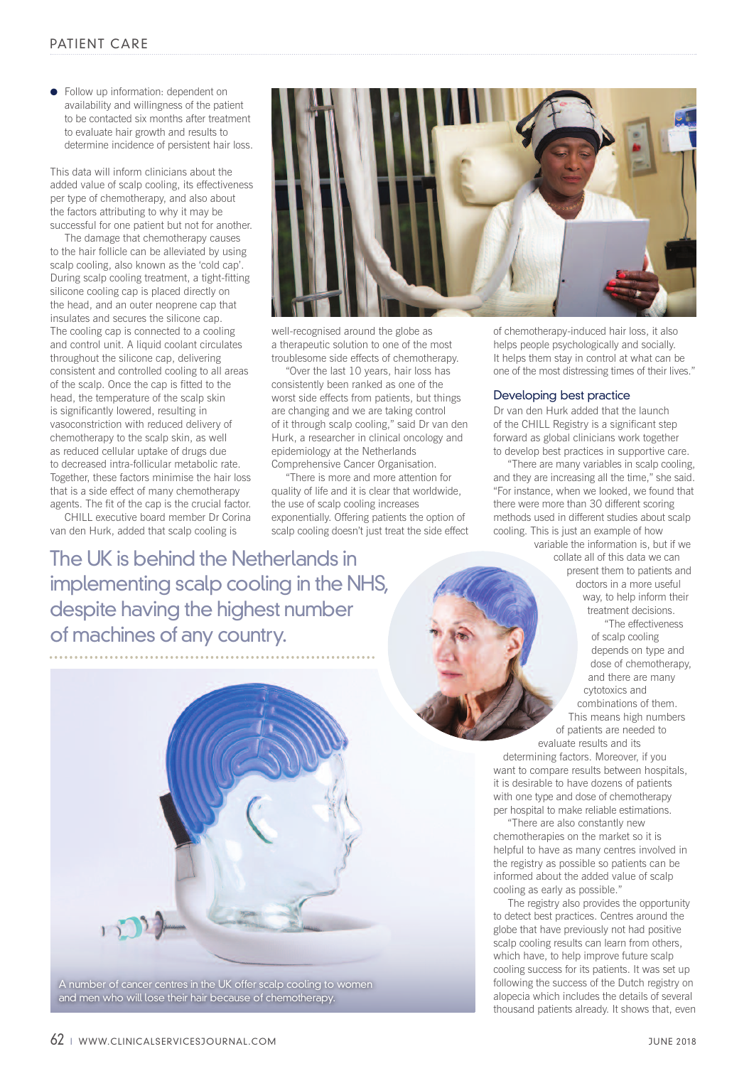- Follow up information: dependent on availability and willingness of the patient to be contacted six months after treatment to evaluate hair growth and results to determine incidence of persistent hair loss.

This data will inform clinicians about the added value of scalp cooling, its effectiveness per type of chemotherapy, and also about the factors attributing to why it may be successful for one patient but not for another.

The damage that chemotherapy causes to the hair follicle can be alleviated by using scalp cooling, also known as the 'cold cap'. During scalp cooling treatment, a tight-fitting silicone cooling cap is placed directly on the head, and an outer neoprene cap that insulates and secures the silicone cap. The cooling cap is connected to a cooling and control unit. A liquid coolant circulates throughout the silicone cap, delivering consistent and controlled cooling to all areas of the scalp. Once the cap is fitted to the head, the temperature of the scalp skin is significantly lowered, resulting in vasoconstriction with reduced delivery of chemotherapy to the scalp skin, as well as reduced cellular uptake of drugs due to decreased intra-follicular metabolic rate. Together, these factors minimise the hair loss that is a side effect of many chemotherapy agents. The fit of the cap is the crucial factor.

CHILL executive board member Dr Corina van den Hurk, added that scalp cooling is well-recognised around the globe as a therapeutic solution to one of the most troublesome side effects of chemotherapy.

"Over the last 10 years, hair loss has consistently been ranked as one of the worst side effects from patients, but things are changing and we are taking control of it through scalp cooling," said Dr van den Hurk, a researcher in clinical oncology and epidemiology at the Netherlands Comprehensive Cancer Organisation.

"There is more and more attention for quality of life and it is clear that worldwide, the use of scalp cooling increases exponentially. Offering patients the option of scalp cooling doesn't just treat the side effect of chemotherapy-induced hair loss, it also helps people psychologically and socially. It helps them stay in control at what can be one of the most distressing times of their lives."

**The UK is behind the Netherlands in implementing scalp cooling in the NHS, despite having the highest number of machines of any country.**

A number of cancer centres in the UK offer scalp cooling to women and men who will lose their hair because of chemotherapy.

## Developing best practice

Dr van den Hurk added that the launch of the CHILL Registry is a significant step forward as global clinicians work together to develop best practices in supportive care.

"There are many variables in scalp cooling, and they are increasing all the time," she said. "For instance, when we looked, we found that there were more than 30 different scoring methods used in different studies about scalp cooling. This is just an example of how variable the information is, but if we collate all of this data we can present them to patients and doctors in a more useful way, to help inform their treatment decisions.

"The effectiveness of scalp cooling depends on type and dose of chemotherapy, and there are many cytotoxics and combinations of them. This means high numbers of patients are needed to evaluate results and its determining factors. Moreover, if you want to compare results between hospitals, it is desirable to have dozens of patients with one type and dose of chemotherapy per hospital to make reliable estimations.

"There are also constantly new chemotherapies on the market so it is helpful to have as many centres involved in the registry as possible so patients can be informed about the added value of scalp cooling as early as possible."

The registry also provides the opportunity to detect best practices. Centres around the globe that have previously not had positive scalp cooling results can learn from others, which have, to help improve future scalp cooling success for its patients. It was set up following the success of the Dutch registry on alopecia which includes the details of several thousand patients already. It shows that, even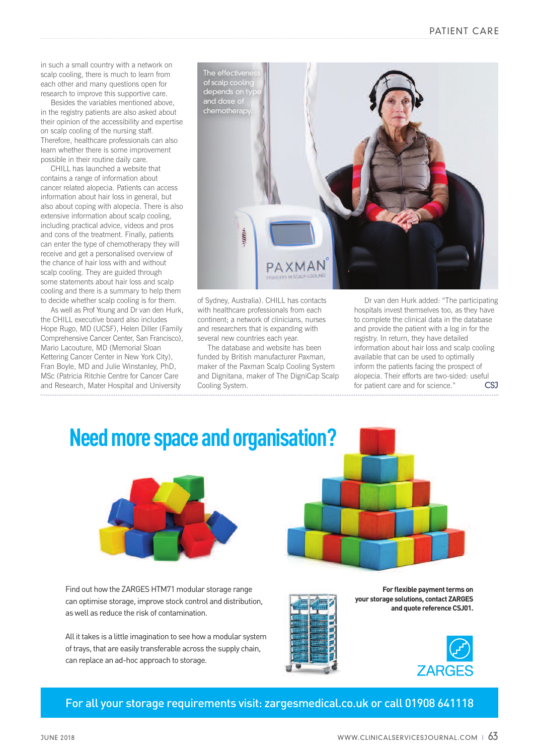in such a small country with a network on scalp cooling, there is much to learn from each other and many questions open for research to improve this supportive care.

Besides the variables mentioned above, in the registry patients are also asked about their opinion of the accessibility and expertise on scalp cooling of the nursing staff. Therefore, healthcare professionals can also learn whether there is some improvement possible in their routine daily care.

CHILL has launched a website that contains a range of information about cancer related alopecia. Patients can access information about hair loss in general, but also about coping with alopecia. There is also extensive information about scalp cooling, including practical advice, videos and pros and cons of the treatment. Finally, patients can enter the type of chemotherapy they will receive and get a personalised overview of the chance of hair loss with and without scalp cooling. They are guided through some statements about hair loss and scalp cooling and there is a summary to help them to decide whether scalp cooling is for them.

As well as Prof Young and Dr van den Hurk, the CHILL executive board also includes Hope Rugo, MD (UCSF), Helen Diller (Family Comprehensive Cancer Center, San Francisco), Mario Lacouture, MD (Memorial Sloan Kettering Cancer Center in New York City), Fran Boyle, MD and Julie Winstanley, PhD, MSc (Patricia Ritchie Centre for Cancer Care and Research, Mater Hospital and University of Sydney, Australia). CHILL has contacts with healthcare professionals from each continent; a network of clinicians, nurses and researchers that is expanding with several new countries each year.

The database and website has been funded by British manufacturer Paxman, maker of the Paxman Scalp Cooling System and Dignitana, maker of The DigniCap Scalp Cooling System.

Dr van den Hurk added: "The participating hospitals invest themselves too, as they have to complete the clinical data in the database and provide the patient with a log in for the registry. In return, they have detailed information about hair loss and scalp cooling available that can be used to optimally inform the patients facing the prospect of alopecia. Their efforts are two-sided: useful for patient care and for science." CSJ

The effectiveness of scalp cooling depends on type and dose of chemotherapy.

# Need more space and organisation?

Find out how the ZARGES HTM71 modular storage range can optimise storage, improve stock control and distribution, as well as reduce the risk of contamination.

All it takes is a little imagination to see how a modular system of trays, that are easily transferable across the supply chain, can replace an ad-hoc approach to storage.

**For flexible payment terms on your storage solutions, contact ZARGES and quote reference CSJ01.**

ZARGES

For all your storage requirements visit: zargesmedical.co.uk or call 01908 641118